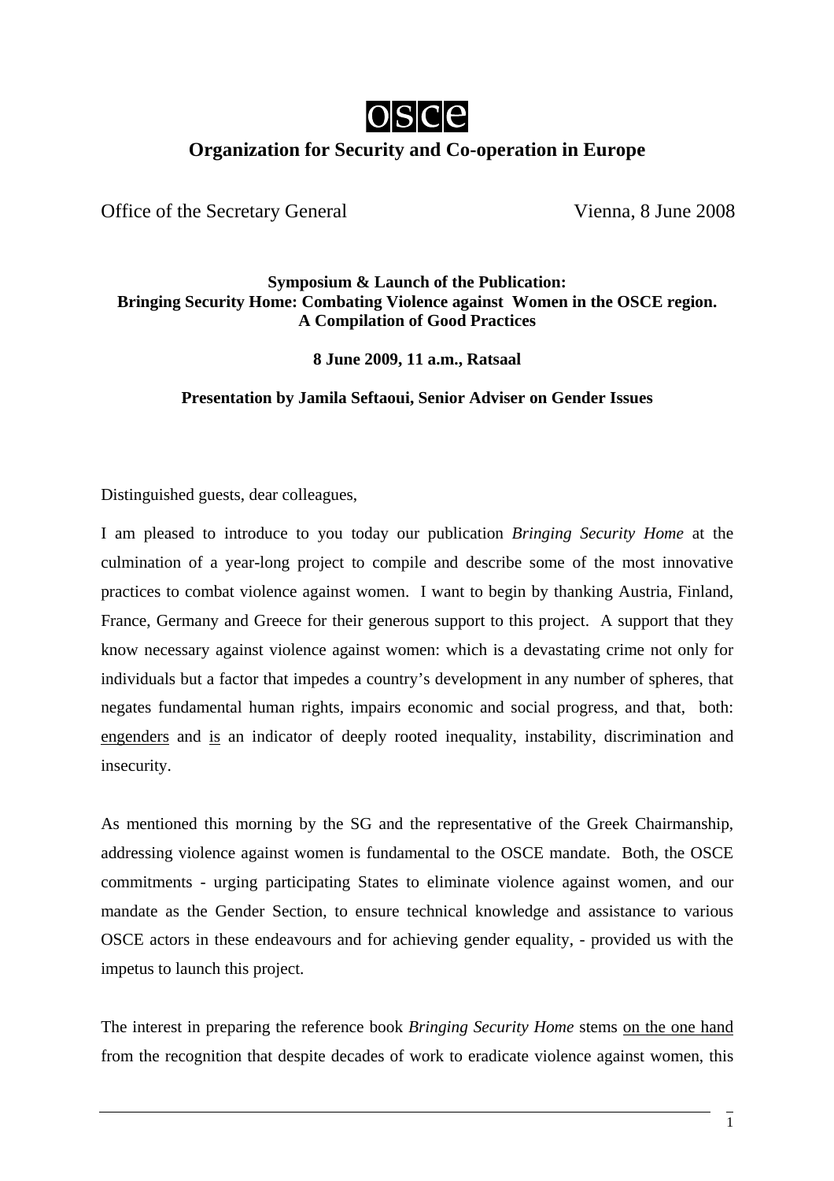**osce**

**Organization for Security and Co-operation in Europe**

Office of the Secretary General                                        Vienna, 8 June 2008

**Symposium & Launch of the Publication:**
**Bringing Security Home: Combating Violence against Women in the OSCE region.**
**A Compilation of Good Practices**

**8 June 2009, 11 a.m., Ratsaal**

**Presentation by Jamila Seftaoui, Senior Adviser on Gender Issues**

Distinguished guests, dear colleagues,

I am pleased to introduce to you today our publication *Bringing Security Home* at the culmination of a year-long project to compile and describe some of the most innovative practices to combat violence against women. I want to begin by thanking Austria, Finland, France, Germany and Greece for their generous support to this project. A support that they know necessary against violence against women: which is a devastating crime not only for individuals but a factor that impedes a country's development in any number of spheres, that negates fundamental human rights, impairs economic and social progress, and that, both: <u>engenders</u> and <u>is</u> an indicator of deeply rooted inequality, instability, discrimination and insecurity.

As mentioned this morning by the SG and the representative of the Greek Chairmanship, addressing violence against women is fundamental to the OSCE mandate. Both, the OSCE commitments - urging participating States to eliminate violence against women, and our mandate as the Gender Section, to ensure technical knowledge and assistance to various OSCE actors in these endeavours and for achieving gender equality, - provided us with the impetus to launch this project.

The interest in preparing the reference book *Bringing Security Home* stems <u>on the one hand</u> from the recognition that despite decades of work to eradicate violence against women, this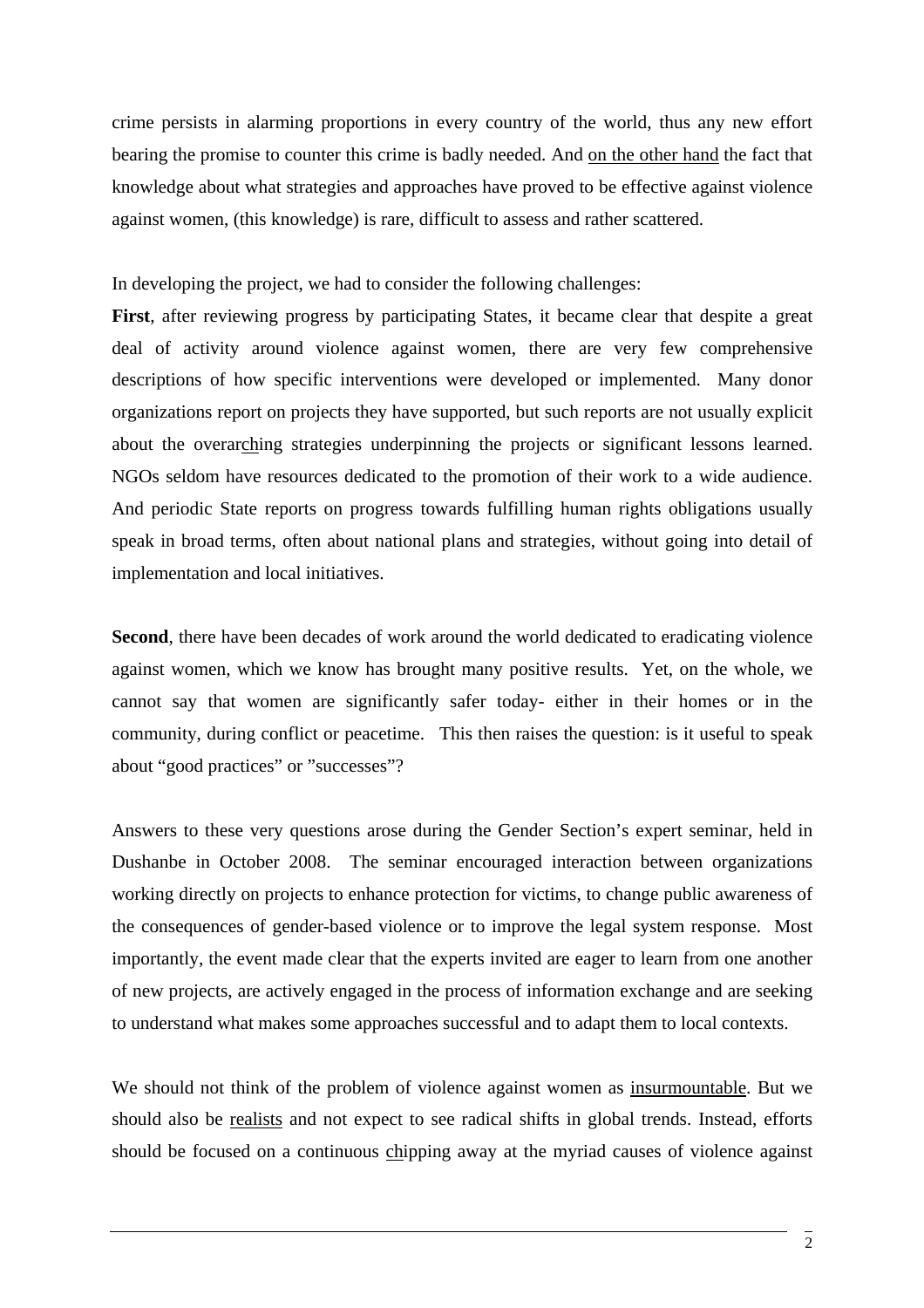crime persists in alarming proportions in every country of the world, thus any new effort bearing the promise to counter this crime is badly needed. And on the other hand the fact that knowledge about what strategies and approaches have proved to be effective against violence against women, (this knowledge) is rare, difficult to assess and rather scattered.

In developing the project, we had to consider the following challenges:

**First**, after reviewing progress by participating States, it became clear that despite a great deal of activity around violence against women, there are very few comprehensive descriptions of how specific interventions were developed or implemented. Many donor organizations report on projects they have supported, but such reports are not usually explicit about the overarching strategies underpinning the projects or significant lessons learned. NGOs seldom have resources dedicated to the promotion of their work to a wide audience. And periodic State reports on progress towards fulfilling human rights obligations usually speak in broad terms, often about national plans and strategies, without going into detail of implementation and local initiatives.

**Second**, there have been decades of work around the world dedicated to eradicating violence against women, which we know has brought many positive results. Yet, on the whole, we cannot say that women are significantly safer today- either in their homes or in the community, during conflict or peacetime. This then raises the question: is it useful to speak about "good practices" or "successes"?

Answers to these very questions arose during the Gender Section's expert seminar, held in Dushanbe in October 2008. The seminar encouraged interaction between organizations working directly on projects to enhance protection for victims, to change public awareness of the consequences of gender-based violence or to improve the legal system response. Most importantly, the event made clear that the experts invited are eager to learn from one another of new projects, are actively engaged in the process of information exchange and are seeking to understand what makes some approaches successful and to adapt them to local contexts.

We should not think of the problem of violence against women as insurmountable. But we should also be realists and not expect to see radical shifts in global trends. Instead, efforts should be focused on a continuous chipping away at the myriad causes of violence against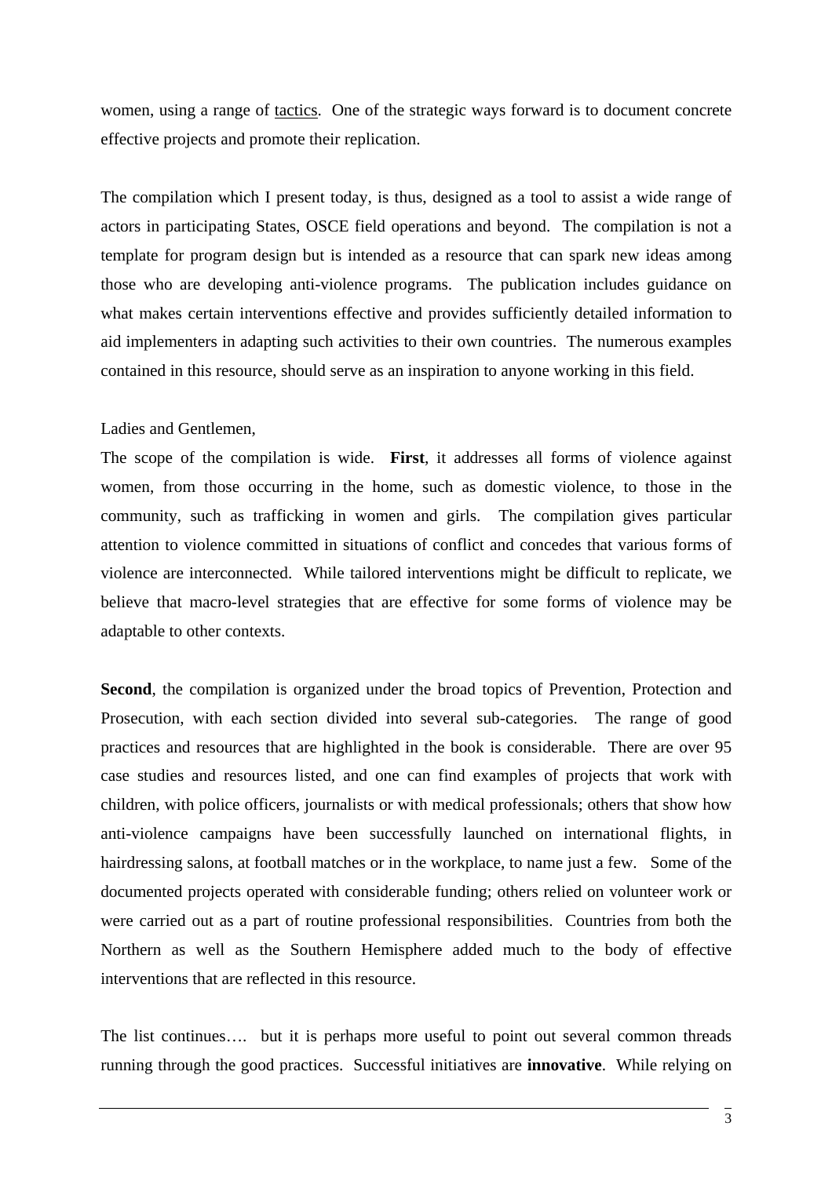women, using a range of tactics. One of the strategic ways forward is to document concrete effective projects and promote their replication.

The compilation which I present today, is thus, designed as a tool to assist a wide range of actors in participating States, OSCE field operations and beyond. The compilation is not a template for program design but is intended as a resource that can spark new ideas among those who are developing anti-violence programs. The publication includes guidance on what makes certain interventions effective and provides sufficiently detailed information to aid implementers in adapting such activities to their own countries. The numerous examples contained in this resource, should serve as an inspiration to anyone working in this field.

Ladies and Gentlemen,

The scope of the compilation is wide. **First**, it addresses all forms of violence against women, from those occurring in the home, such as domestic violence, to those in the community, such as trafficking in women and girls. The compilation gives particular attention to violence committed in situations of conflict and concedes that various forms of violence are interconnected. While tailored interventions might be difficult to replicate, we believe that macro-level strategies that are effective for some forms of violence may be adaptable to other contexts.

**Second**, the compilation is organized under the broad topics of Prevention, Protection and Prosecution, with each section divided into several sub-categories. The range of good practices and resources that are highlighted in the book is considerable. There are over 95 case studies and resources listed, and one can find examples of projects that work with children, with police officers, journalists or with medical professionals; others that show how anti-violence campaigns have been successfully launched on international flights, in hairdressing salons, at football matches or in the workplace, to name just a few. Some of the documented projects operated with considerable funding; others relied on volunteer work or were carried out as a part of routine professional responsibilities. Countries from both the Northern as well as the Southern Hemisphere added much to the body of effective interventions that are reflected in this resource.

The list continues…. but it is perhaps more useful to point out several common threads running through the good practices. Successful initiatives are **innovative**. While relying on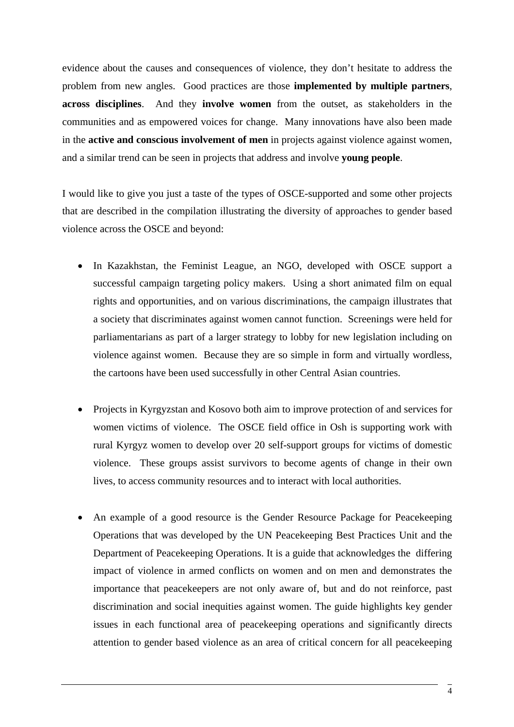evidence about the causes and consequences of violence, they don't hesitate to address the problem from new angles. Good practices are those **implemented by multiple partners**, **across disciplines**. And they **involve women** from the outset, as stakeholders in the communities and as empowered voices for change. Many innovations have also been made in the **active and conscious involvement of men** in projects against violence against women, and a similar trend can be seen in projects that address and involve **young people**.

I would like to give you just a taste of the types of OSCE-supported and some other projects that are described in the compilation illustrating the diversity of approaches to gender based violence across the OSCE and beyond:

- In Kazakhstan, the Feminist League, an NGO, developed with OSCE support a successful campaign targeting policy makers. Using a short animated film on equal rights and opportunities, and on various discriminations, the campaign illustrates that a society that discriminates against women cannot function. Screenings were held for parliamentarians as part of a larger strategy to lobby for new legislation including on violence against women. Because they are so simple in form and virtually wordless, the cartoons have been used successfully in other Central Asian countries.

- Projects in Kyrgyzstan and Kosovo both aim to improve protection of and services for women victims of violence. The OSCE field office in Osh is supporting work with rural Kyrgyz women to develop over 20 self-support groups for victims of domestic violence. These groups assist survivors to become agents of change in their own lives, to access community resources and to interact with local authorities.

- An example of a good resource is the Gender Resource Package for Peacekeeping Operations that was developed by the UN Peacekeeping Best Practices Unit and the Department of Peacekeeping Operations. It is a guide that acknowledges the differing impact of violence in armed conflicts on women and on men and demonstrates the importance that peacekeepers are not only aware of, but and do not reinforce, past discrimination and social inequities against women. The guide highlights key gender issues in each functional area of peacekeeping operations and significantly directs attention to gender based violence as an area of critical concern for all peacekeeping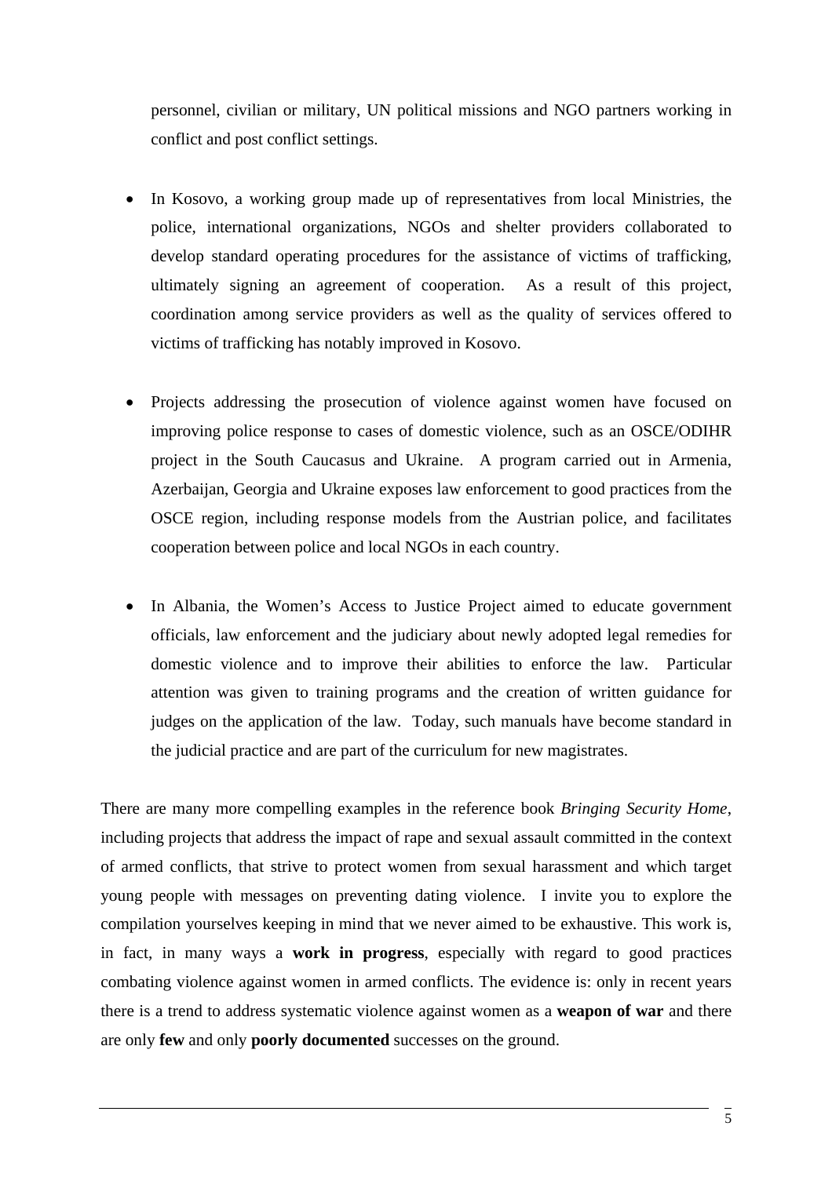personnel, civilian or military, UN political missions and NGO partners working in conflict and post conflict settings.

- In Kosovo, a working group made up of representatives from local Ministries, the police, international organizations, NGOs and shelter providers collaborated to develop standard operating procedures for the assistance of victims of trafficking, ultimately signing an agreement of cooperation. As a result of this project, coordination among service providers as well as the quality of services offered to victims of trafficking has notably improved in Kosovo.

- Projects addressing the prosecution of violence against women have focused on improving police response to cases of domestic violence, such as an OSCE/ODIHR project in the South Caucasus and Ukraine. A program carried out in Armenia, Azerbaijan, Georgia and Ukraine exposes law enforcement to good practices from the OSCE region, including response models from the Austrian police, and facilitates cooperation between police and local NGOs in each country.

- In Albania, the Women's Access to Justice Project aimed to educate government officials, law enforcement and the judiciary about newly adopted legal remedies for domestic violence and to improve their abilities to enforce the law. Particular attention was given to training programs and the creation of written guidance for judges on the application of the law. Today, such manuals have become standard in the judicial practice and are part of the curriculum for new magistrates.

There are many more compelling examples in the reference book *Bringing Security Home*, including projects that address the impact of rape and sexual assault committed in the context of armed conflicts, that strive to protect women from sexual harassment and which target young people with messages on preventing dating violence. I invite you to explore the compilation yourselves keeping in mind that we never aimed to be exhaustive. This work is, in fact, in many ways a **work in progress**, especially with regard to good practices combating violence against women in armed conflicts. The evidence is: only in recent years there is a trend to address systematic violence against women as a **weapon of war** and there are only **few** and only **poorly documented** successes on the ground.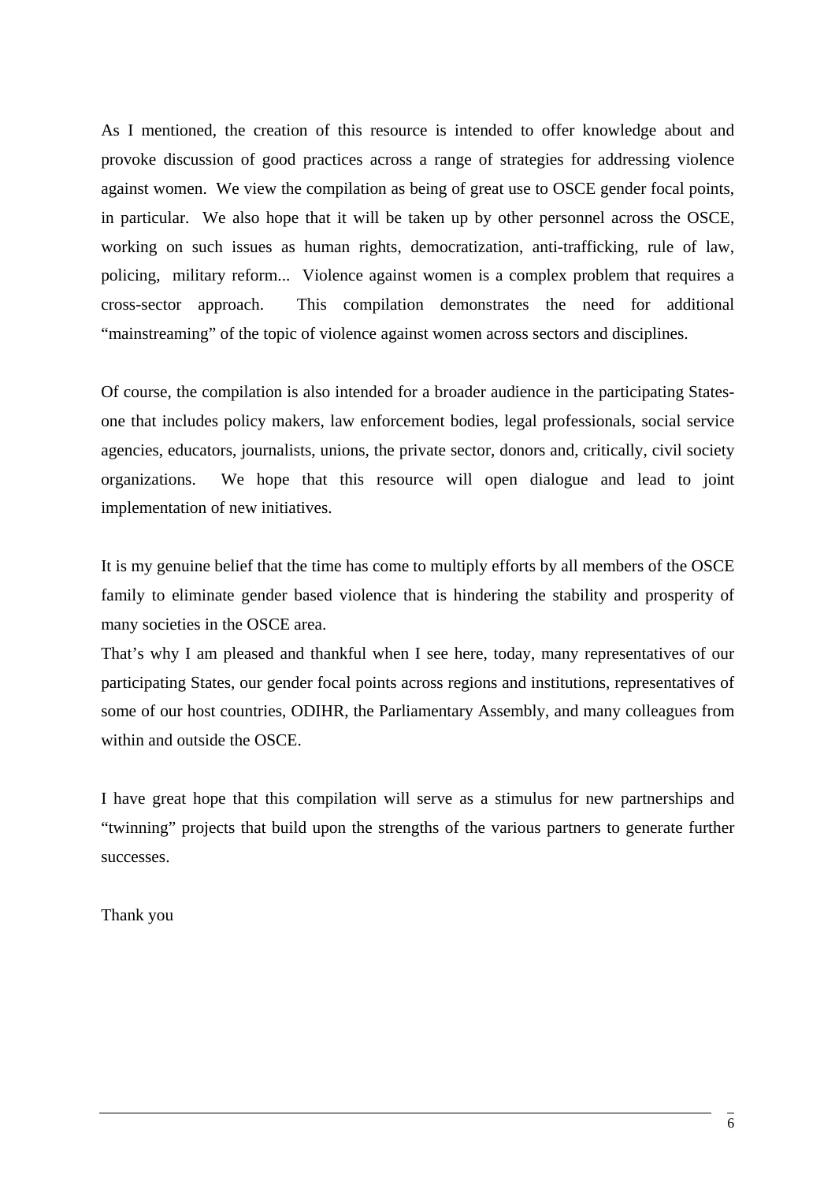As I mentioned, the creation of this resource is intended to offer knowledge about and provoke discussion of good practices across a range of strategies for addressing violence against women. We view the compilation as being of great use to OSCE gender focal points, in particular. We also hope that it will be taken up by other personnel across the OSCE, working on such issues as human rights, democratization, anti-trafficking, rule of law, policing, military reform... Violence against women is a complex problem that requires a cross-sector approach. This compilation demonstrates the need for additional "mainstreaming" of the topic of violence against women across sectors and disciplines.

Of course, the compilation is also intended for a broader audience in the participating States- one that includes policy makers, law enforcement bodies, legal professionals, social service agencies, educators, journalists, unions, the private sector, donors and, critically, civil society organizations. We hope that this resource will open dialogue and lead to joint implementation of new initiatives.

It is my genuine belief that the time has come to multiply efforts by all members of the OSCE family to eliminate gender based violence that is hindering the stability and prosperity of many societies in the OSCE area.

That's why I am pleased and thankful when I see here, today, many representatives of our participating States, our gender focal points across regions and institutions, representatives of some of our host countries, ODIHR, the Parliamentary Assembly, and many colleagues from within and outside the OSCE.

I have great hope that this compilation will serve as a stimulus for new partnerships and "twinning" projects that build upon the strengths of the various partners to generate further successes.

Thank you